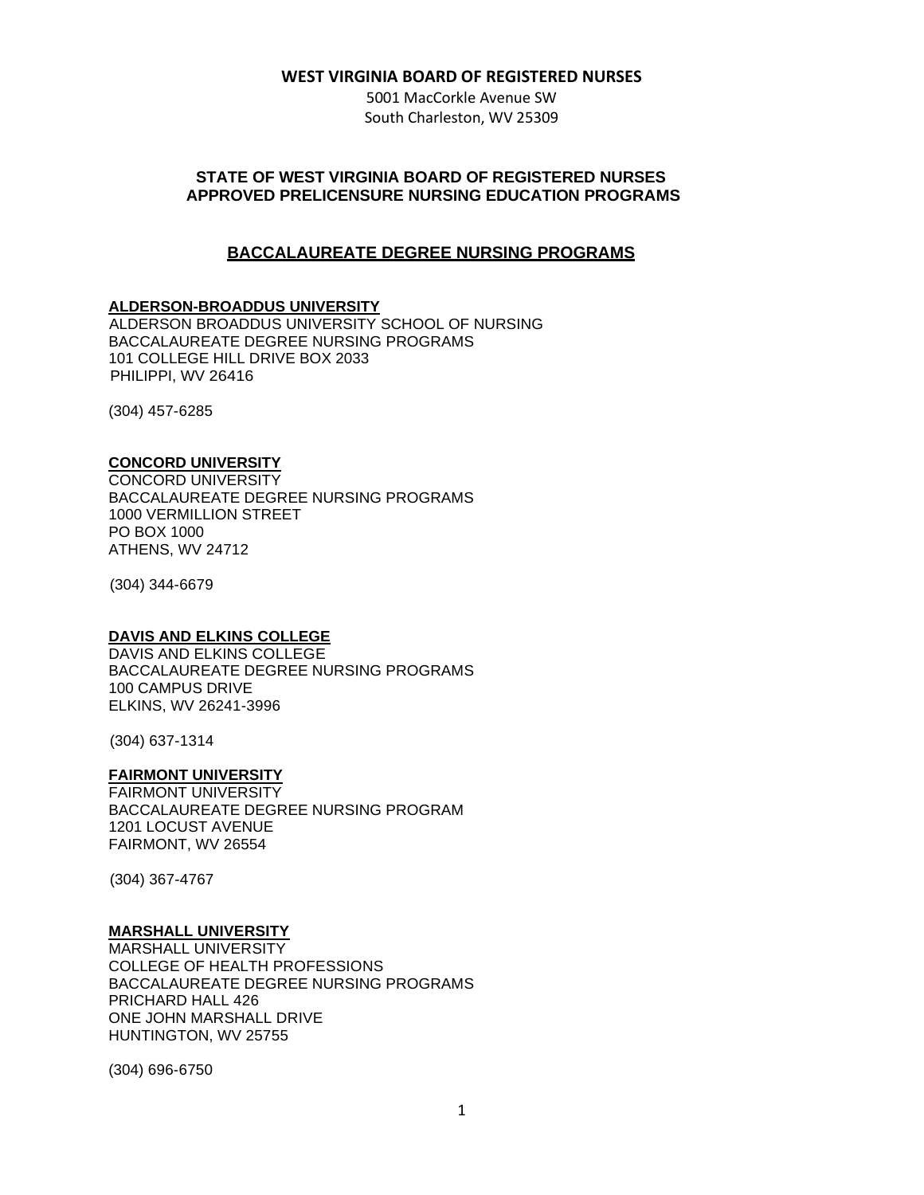**WEST VIRGINIA BOARD OF REGISTERED NURSES**

5001 MacCorkle Avenue SW
South Charleston, WV 25309

## STATE OF WEST VIRGINIA BOARD OF REGISTERED NURSES APPROVED PRELICENSURE NURSING EDUCATION PROGRAMS

## BACCALAUREATE DEGREE NURSING PROGRAMS

### ALDERSON-BROADDUS UNIVERSITY

ALDERSON BROADDUS UNIVERSITY SCHOOL OF NURSING
BACCALAUREATE DEGREE NURSING PROGRAMS
101 COLLEGE HILL DRIVE BOX 2033
PHILIPPI, WV 26416

(304) 457-6285

### CONCORD UNIVERSITY

CONCORD UNIVERSITY
BACCALAUREATE DEGREE NURSING PROGRAMS
1000 VERMILLION STREET
PO BOX 1000
ATHENS, WV 24712

(304) 344-6679

### DAVIS AND ELKINS COLLEGE

DAVIS AND ELKINS COLLEGE
BACCALAUREATE DEGREE NURSING PROGRAMS
100 CAMPUS DRIVE
ELKINS, WV 26241-3996

(304) 637-1314

### FAIRMONT UNIVERSITY

FAIRMONT UNIVERSITY
BACCALAUREATE DEGREE NURSING PROGRAM
1201 LOCUST AVENUE
FAIRMONT, WV 26554

(304) 367-4767

### MARSHALL UNIVERSITY

MARSHALL UNIVERSITY
COLLEGE OF HEALTH PROFESSIONS
BACCALAUREATE DEGREE NURSING PROGRAMS
PRICHARD HALL 426
ONE JOHN MARSHALL DRIVE
HUNTINGTON, WV 25755

(304) 696-6750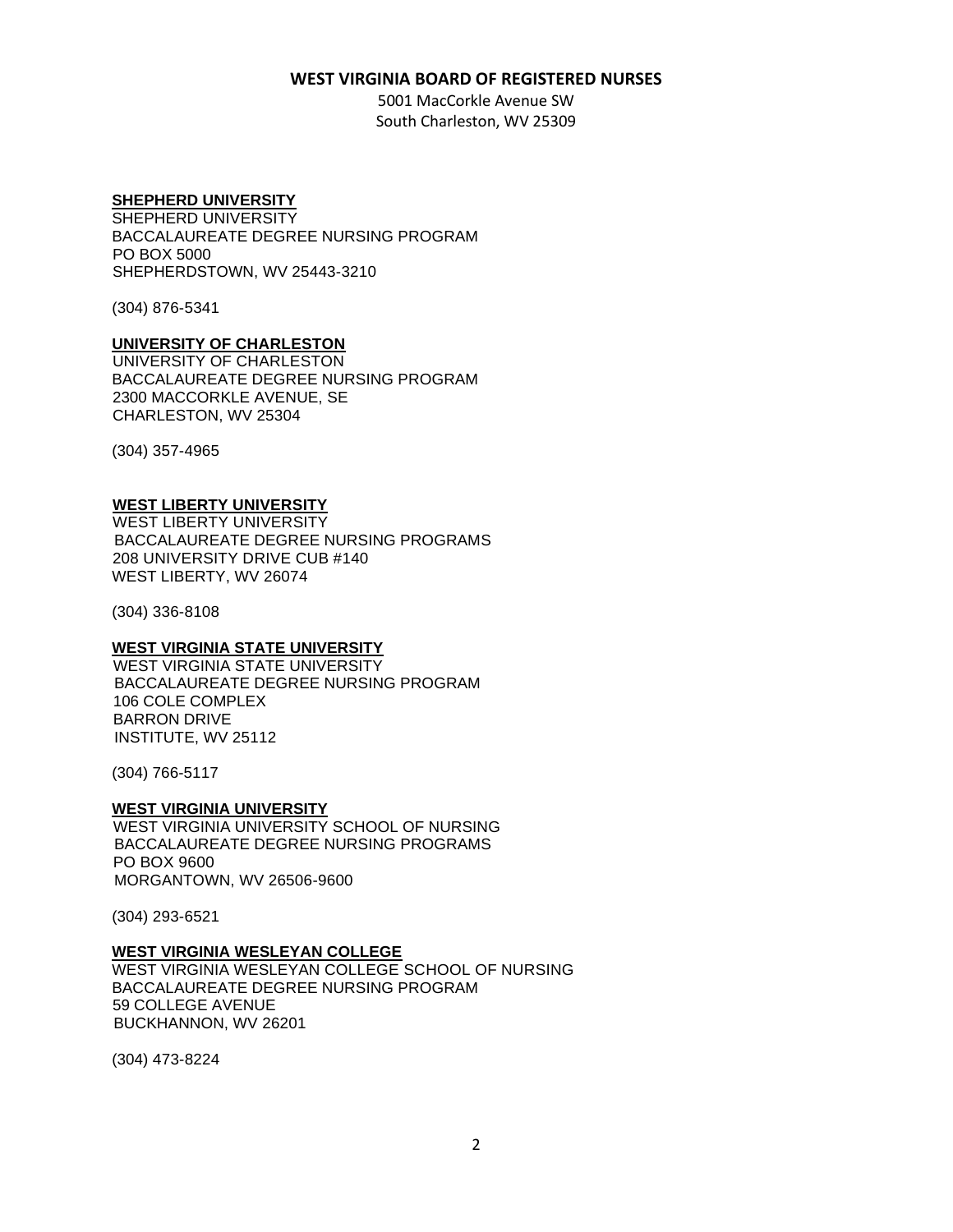**WEST VIRGINIA BOARD OF REGISTERED NURSES**

5001 MacCorkle Avenue SW
South Charleston, WV 25309

**SHEPHERD UNIVERSITY**

SHEPHERD UNIVERSITY
BACCALAUREATE DEGREE NURSING PROGRAM
PO BOX 5000
SHEPHERDSTOWN, WV 25443-3210

(304) 876-5341

**UNIVERSITY OF CHARLESTON**

UNIVERSITY OF CHARLESTON
BACCALAUREATE DEGREE NURSING PROGRAM
2300 MACCORKLE AVENUE, SE
CHARLESTON, WV 25304

(304) 357-4965

**WEST LIBERTY UNIVERSITY**

WEST LIBERTY UNIVERSITY
BACCALAUREATE DEGREE NURSING PROGRAMS
208 UNIVERSITY DRIVE CUB #140
WEST LIBERTY, WV 26074

(304) 336-8108

**WEST VIRGINIA STATE UNIVERSITY**

WEST VIRGINIA STATE UNIVERSITY
BACCALAUREATE DEGREE NURSING PROGRAM
106 COLE COMPLEX
BARRON DRIVE
INSTITUTE, WV 25112

(304) 766-5117

**WEST VIRGINIA UNIVERSITY**

WEST VIRGINIA UNIVERSITY SCHOOL OF NURSING
BACCALAUREATE DEGREE NURSING PROGRAMS
PO BOX 9600
MORGANTOWN, WV 26506-9600

(304) 293-6521

**WEST VIRGINIA WESLEYAN COLLEGE**

WEST VIRGINIA WESLEYAN COLLEGE SCHOOL OF NURSING
BACCALAUREATE DEGREE NURSING PROGRAM
59 COLLEGE AVENUE
BUCKHANNON, WV 26201

(304) 473-8224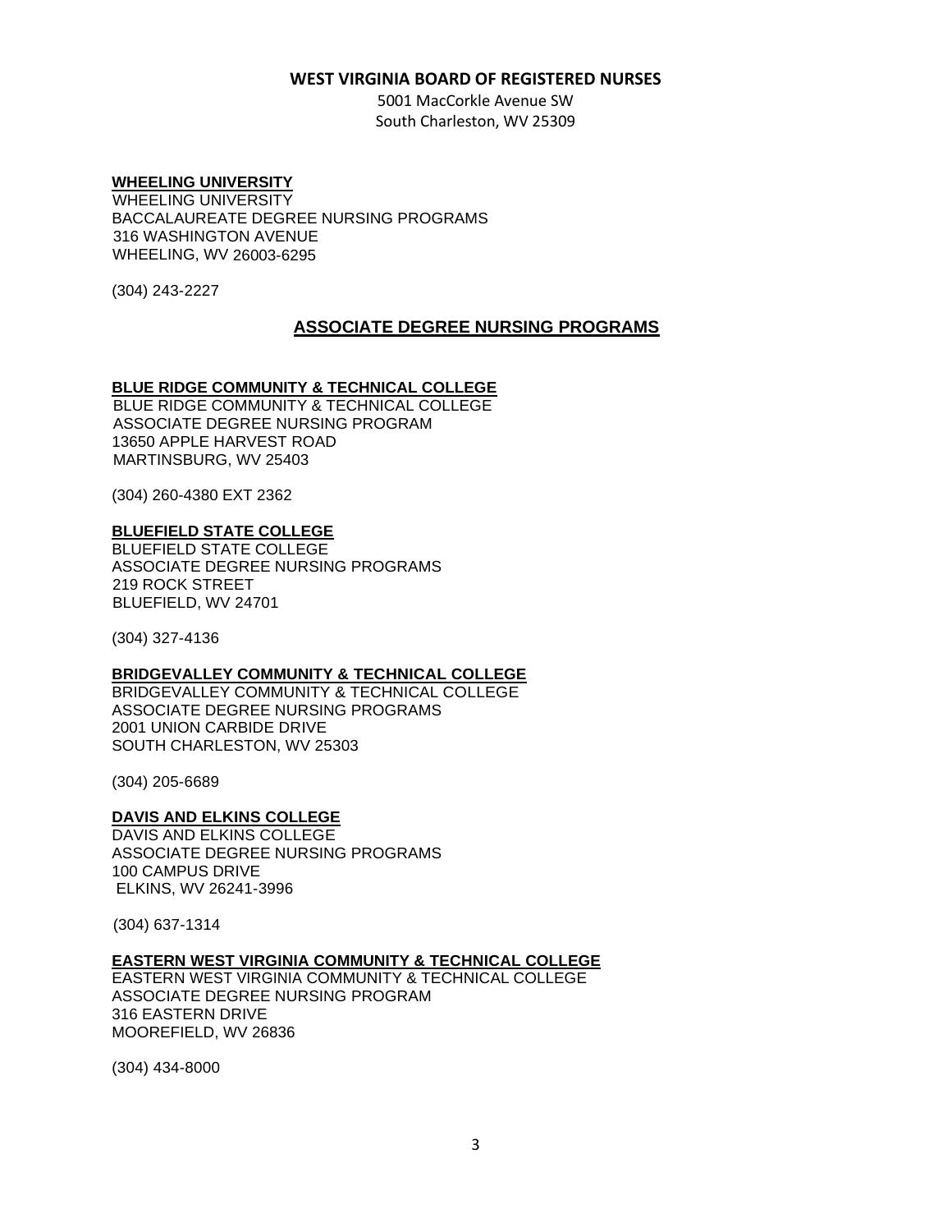**WEST VIRGINIA BOARD OF REGISTERED NURSES**

5001 MacCorkle Avenue SW
South Charleston, WV 25309

**WHEELING UNIVERSITY**

WHEELING UNIVERSITY
BACCALAUREATE DEGREE NURSING PROGRAMS
316 WASHINGTON AVENUE
WHEELING, WV 26003-6295

(304) 243-2227

## ASSOCIATE DEGREE NURSING PROGRAMS

**BLUE RIDGE COMMUNITY & TECHNICAL COLLEGE**

BLUE RIDGE COMMUNITY & TECHNICAL COLLEGE
ASSOCIATE DEGREE NURSING PROGRAM
13650 APPLE HARVEST ROAD
MARTINSBURG, WV 25403

(304) 260-4380 EXT 2362

**BLUEFIELD STATE COLLEGE**

BLUEFIELD STATE COLLEGE
ASSOCIATE DEGREE NURSING PROGRAMS
219 ROCK STREET
BLUEFIELD, WV 24701

(304) 327-4136

**BRIDGEVALLEY COMMUNITY & TECHNICAL COLLEGE**

BRIDGEVALLEY COMMUNITY & TECHNICAL COLLEGE
ASSOCIATE DEGREE NURSING PROGRAMS
2001 UNION CARBIDE DRIVE
SOUTH CHARLESTON, WV 25303

(304) 205-6689

**DAVIS AND ELKINS COLLEGE**

DAVIS AND ELKINS COLLEGE
ASSOCIATE DEGREE NURSING PROGRAMS
100 CAMPUS DRIVE
ELKINS, WV 26241-3996

(304) 637-1314

**EASTERN WEST VIRGINIA COMMUNITY & TECHNICAL COLLEGE**

EASTERN WEST VIRGINIA COMMUNITY & TECHNICAL COLLEGE
ASSOCIATE DEGREE NURSING PROGRAM
316 EASTERN DRIVE
MOOREFIELD, WV 26836

(304) 434-8000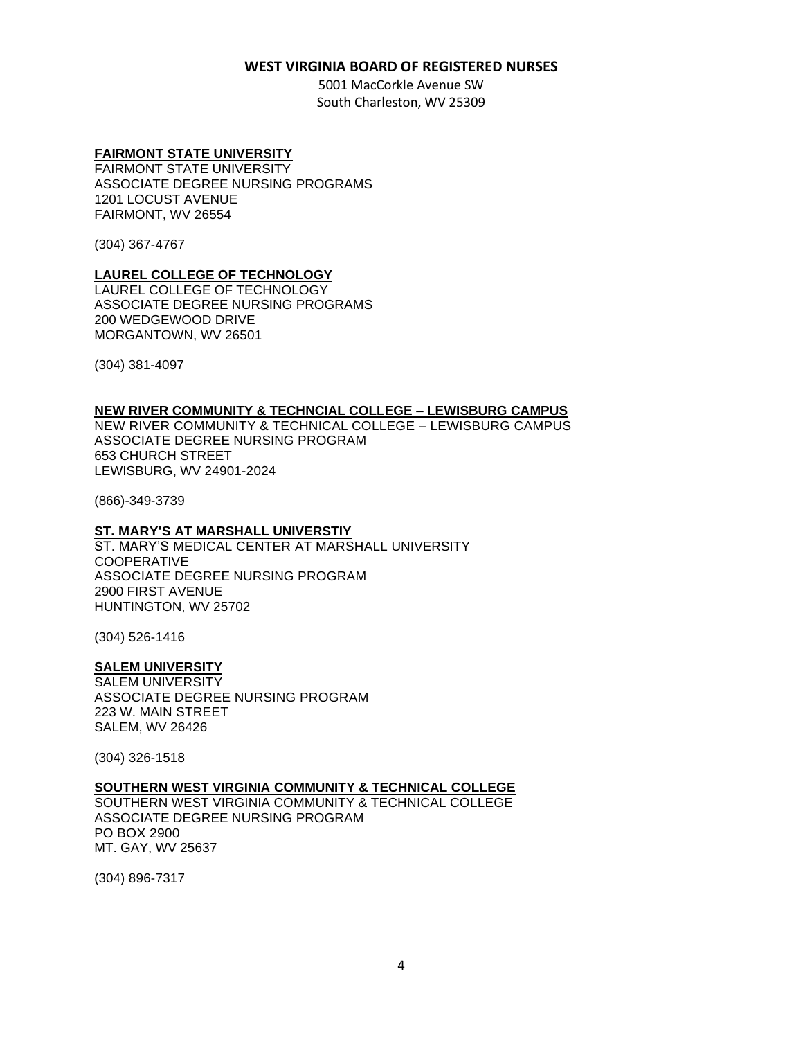**WEST VIRGINIA BOARD OF REGISTERED NURSES**

5001 MacCorkle Avenue SW
South Charleston, WV 25309

**FAIRMONT STATE UNIVERSITY**

FAIRMONT STATE UNIVERSITY
ASSOCIATE DEGREE NURSING PROGRAMS
1201 LOCUST AVENUE
FAIRMONT, WV 26554

(304) 367-4767

**LAUREL COLLEGE OF TECHNOLOGY**

LAUREL COLLEGE OF TECHNOLOGY
ASSOCIATE DEGREE NURSING PROGRAMS
200 WEDGEWOOD DRIVE
MORGANTOWN, WV 26501

(304) 381-4097

**NEW RIVER COMMUNITY & TECHNCIAL COLLEGE – LEWISBURG CAMPUS**

NEW RIVER COMMUNITY & TECHNICAL COLLEGE – LEWISBURG CAMPUS
ASSOCIATE DEGREE NURSING PROGRAM
653 CHURCH STREET
LEWISBURG, WV 24901-2024

(866)-349-3739

**ST. MARY'S AT MARSHALL UNIVERSTIY**

ST. MARY'S MEDICAL CENTER AT MARSHALL UNIVERSITY
COOPERATIVE
ASSOCIATE DEGREE NURSING PROGRAM
2900 FIRST AVENUE
HUNTINGTON, WV 25702

(304) 526-1416

**SALEM UNIVERSITY**

SALEM UNIVERSITY
ASSOCIATE DEGREE NURSING PROGRAM
223 W. MAIN STREET
SALEM, WV 26426

(304) 326-1518

**SOUTHERN WEST VIRGINIA COMMUNITY & TECHNICAL COLLEGE**

SOUTHERN WEST VIRGINIA COMMUNITY & TECHNICAL COLLEGE
ASSOCIATE DEGREE NURSING PROGRAM
PO BOX 2900
MT. GAY, WV 25637

(304) 896-7317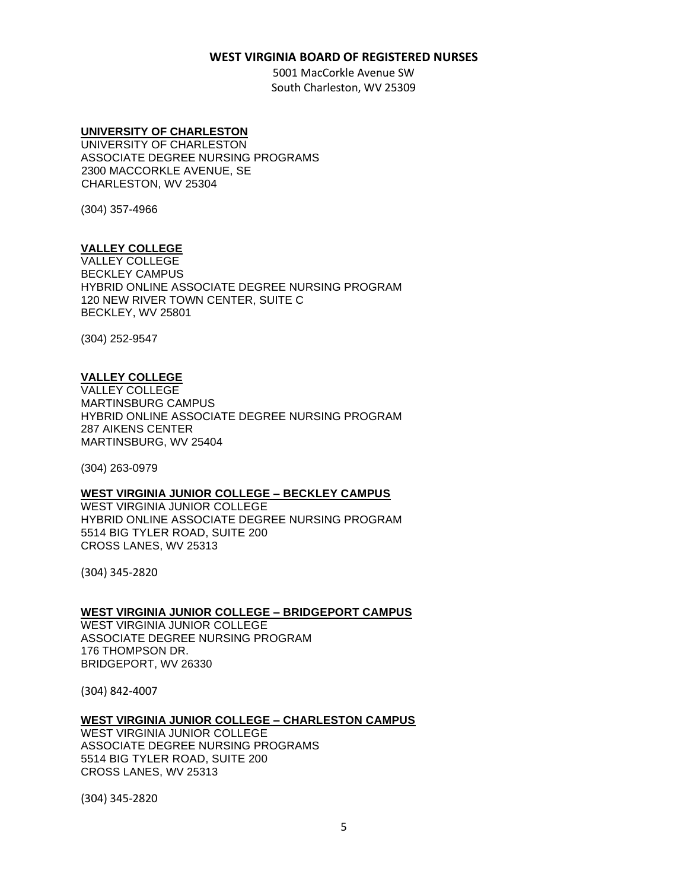**WEST VIRGINIA BOARD OF REGISTERED NURSES**

5001 MacCorkle Avenue SW
South Charleston, WV 25309

**UNIVERSITY OF CHARLESTON**

UNIVERSITY OF CHARLESTON
ASSOCIATE DEGREE NURSING PROGRAMS
2300 MACCORKLE AVENUE, SE
CHARLESTON, WV 25304

(304) 357-4966

**VALLEY COLLEGE**

VALLEY COLLEGE
BECKLEY CAMPUS
HYBRID ONLINE ASSOCIATE DEGREE NURSING PROGRAM
120 NEW RIVER TOWN CENTER, SUITE C
BECKLEY, WV 25801

(304) 252-9547

**VALLEY COLLEGE**

VALLEY COLLEGE
MARTINSBURG CAMPUS
HYBRID ONLINE ASSOCIATE DEGREE NURSING PROGRAM
287 AIKENS CENTER
MARTINSBURG, WV 25404

(304) 263-0979

**WEST VIRGINIA JUNIOR COLLEGE – BECKLEY CAMPUS**

WEST VIRGINIA JUNIOR COLLEGE
HYBRID ONLINE ASSOCIATE DEGREE NURSING PROGRAM
5514 BIG TYLER ROAD, SUITE 200
CROSS LANES, WV 25313

(304) 345-2820

**WEST VIRGINIA JUNIOR COLLEGE – BRIDGEPORT CAMPUS**

WEST VIRGINIA JUNIOR COLLEGE
ASSOCIATE DEGREE NURSING PROGRAM
176 THOMPSON DR.
BRIDGEPORT, WV 26330

(304) 842-4007

**WEST VIRGINIA JUNIOR COLLEGE – CHARLESTON CAMPUS**

WEST VIRGINIA JUNIOR COLLEGE
ASSOCIATE DEGREE NURSING PROGRAMS
5514 BIG TYLER ROAD, SUITE 200
CROSS LANES, WV 25313

(304) 345-2820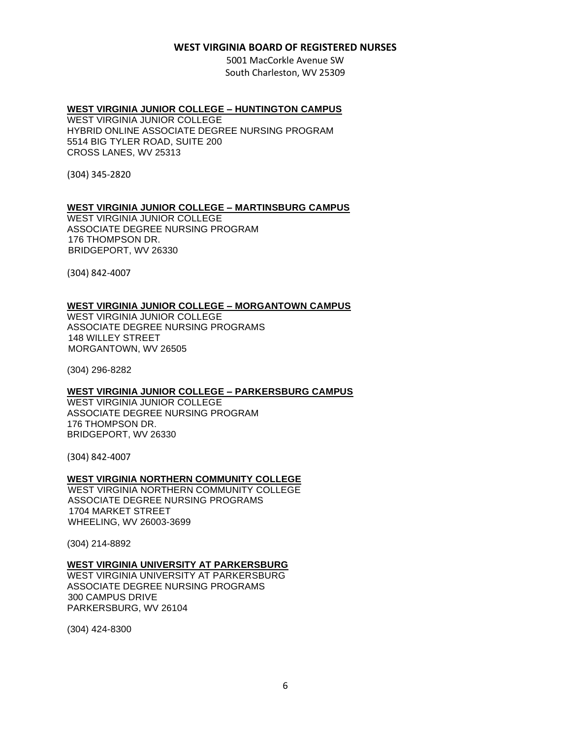**WEST VIRGINIA BOARD OF REGISTERED NURSES**

5001 MacCorkle Avenue SW
South Charleston, WV 25309

**WEST VIRGINIA JUNIOR COLLEGE – HUNTINGTON CAMPUS**

WEST VIRGINIA JUNIOR COLLEGE
HYBRID ONLINE ASSOCIATE DEGREE NURSING PROGRAM
5514 BIG TYLER ROAD, SUITE 200
CROSS LANES, WV 25313

(304) 345-2820

**WEST VIRGINIA JUNIOR COLLEGE – MARTINSBURG CAMPUS**

WEST VIRGINIA JUNIOR COLLEGE
ASSOCIATE DEGREE NURSING PROGRAM
176 THOMPSON DR.
BRIDGEPORT, WV 26330

(304) 842-4007

**WEST VIRGINIA JUNIOR COLLEGE – MORGANTOWN CAMPUS**

WEST VIRGINIA JUNIOR COLLEGE
ASSOCIATE DEGREE NURSING PROGRAMS
148 WILLEY STREET
MORGANTOWN, WV 26505

(304) 296-8282

**WEST VIRGINIA JUNIOR COLLEGE – PARKERSBURG CAMPUS**

WEST VIRGINIA JUNIOR COLLEGE
ASSOCIATE DEGREE NURSING PROGRAM
176 THOMPSON DR.
BRIDGEPORT, WV 26330

(304) 842-4007

**WEST VIRGINIA NORTHERN COMMUNITY COLLEGE**

WEST VIRGINIA NORTHERN COMMUNITY COLLEGE
ASSOCIATE DEGREE NURSING PROGRAMS
1704 MARKET STREET
WHEELING, WV 26003-3699

(304) 214-8892

**WEST VIRGINIA UNIVERSITY AT PARKERSBURG**

WEST VIRGINIA UNIVERSITY AT PARKERSBURG
ASSOCIATE DEGREE NURSING PROGRAMS
300 CAMPUS DRIVE
PARKERSBURG, WV 26104

(304) 424-8300